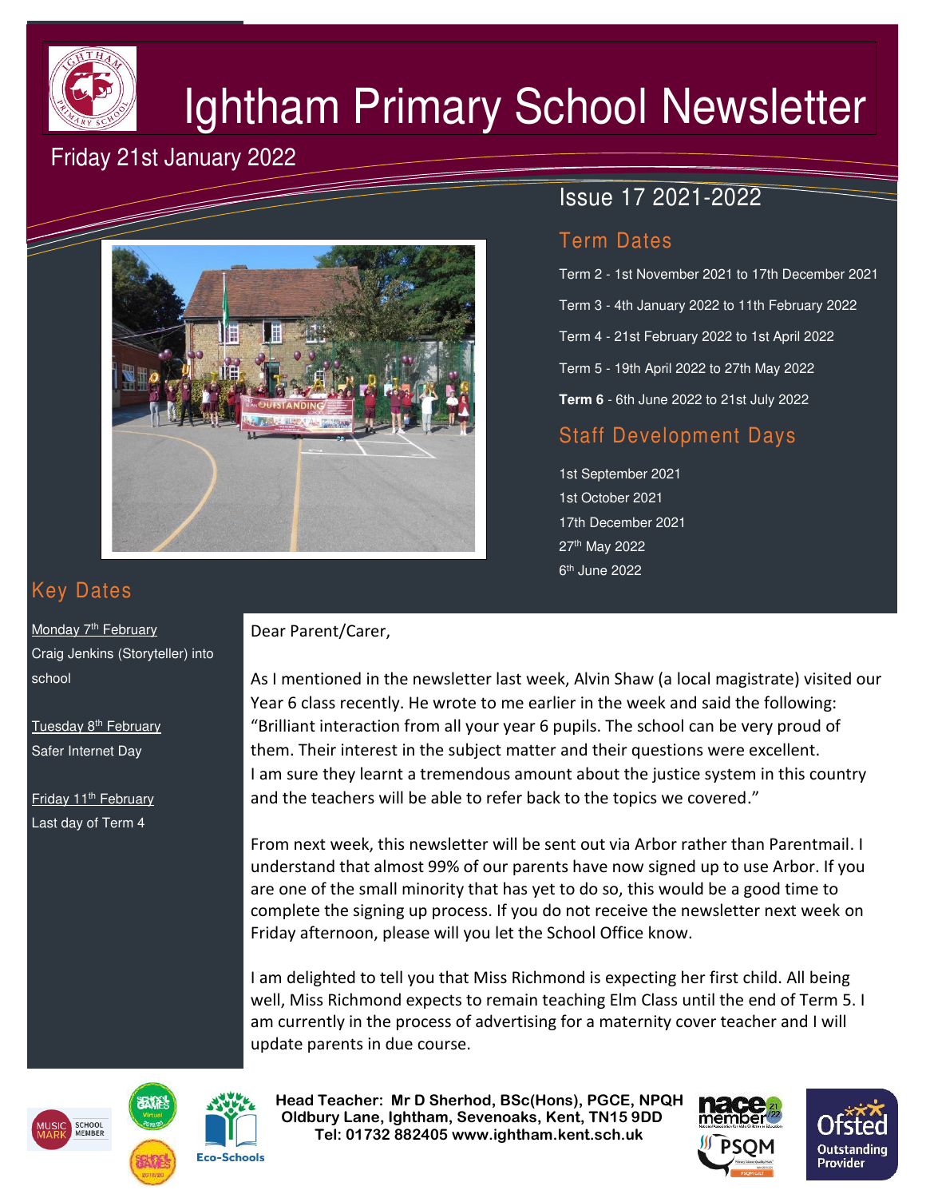# Ightham Primary School Newsletter

Friday 21st January 2022

Issue 17 2021-2022

## Term Dates

Term 2 - 1st November 2021 to 17th December 2021

Term 3 - 4th January 2022 to 11th February 2022

Term 4 - 21st February 2022 to 1st April 2022

Term 5 - 19th April 2022 to 27th May 2022

**Term 6** - 6th June 2022 to 21st July 2022

## Staff Development Days

1st September 2021
1st October 2021
17th December 2021
27th May 2022
6th June 2022

## Key Dates

Monday 7th February
Craig Jenkins (Storyteller) into school

Tuesday 8th February
Safer Internet Day

Friday 11th February
Last day of Term 4

Dear Parent/Carer,

As I mentioned in the newsletter last week, Alvin Shaw (a local magistrate) visited our Year 6 class recently. He wrote to me earlier in the week and said the following: "Brilliant interaction from all your year 6 pupils. The school can be very proud of them. Their interest in the subject matter and their questions were excellent. I am sure they learnt a tremendous amount about the justice system in this country and the teachers will be able to refer back to the topics we covered."

From next week, this newsletter will be sent out via Arbor rather than Parentmail. I understand that almost 99% of our parents have now signed up to use Arbor. If you are one of the small minority that has yet to do so, this would be a good time to complete the signing up process. If you do not receive the newsletter next week on Friday afternoon, please will you let the School Office know.

I am delighted to tell you that Miss Richmond is expecting her first child. All being well, Miss Richmond expects to remain teaching Elm Class until the end of Term 5. I am currently in the process of advertising for a maternity cover teacher and I will update parents in due course.

**Head Teacher: Mr D Sherhod, BSc(Hons), PGCE, NPQH**
**Oldbury Lane, Ightham, Sevenoaks, Kent, TN15 9DD**
**Tel: 01732 882405 www.ightham.kent.sch.uk**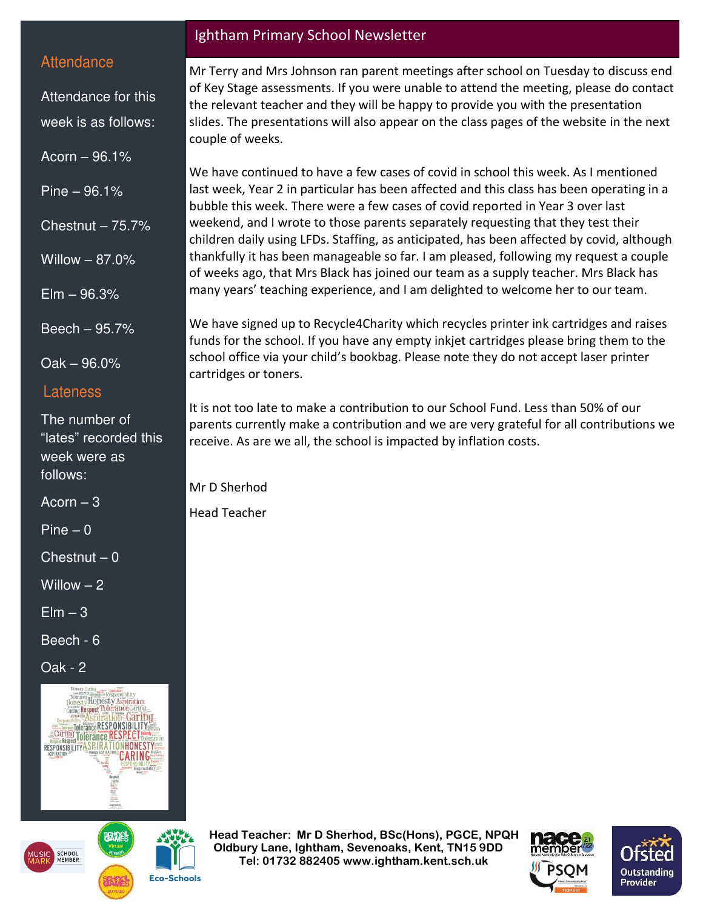## Ightham Primary School Newsletter

Mr Terry and Mrs Johnson ran parent meetings after school on Tuesday to discuss end of Key Stage assessments. If you were unable to attend the meeting, please do contact the relevant teacher and they will be happy to provide you with the presentation slides. The presentations will also appear on the class pages of the website in the next couple of weeks.

We have continued to have a few cases of covid in school this week. As I mentioned last week, Year 2 in particular has been affected and this class has been operating in a bubble this week. There were a few cases of covid reported in Year 3 over last weekend, and I wrote to those parents separately requesting that they test their children daily using LFDs. Staffing, as anticipated, has been affected by covid, although thankfully it has been manageable so far. I am pleased, following my request a couple of weeks ago, that Mrs Black has joined our team as a supply teacher. Mrs Black has many years' teaching experience, and I am delighted to welcome her to our team.

We have signed up to Recycle4Charity which recycles printer ink cartridges and raises funds for the school. If you have any empty inkjet cartridges please bring them to the school office via your child's bookbag. Please note they do not accept laser printer cartridges or toners.

It is not too late to make a contribution to our School Fund. Less than 50% of our parents currently make a contribution and we are very grateful for all contributions we receive. As are we all, the school is impacted by inflation costs.

Mr D Sherhod

Head Teacher

## Attendance

Attendance for this week is as follows:

Acorn – 96.1%

Pine – 96.1%

Chestnut – 75.7%

Willow – 87.0%

Elm – 96.3%

Beech – 95.7%

Oak – 96.0%

## Lateness

The number of "lates" recorded this week were as follows:

Acorn – 3

Pine – 0

Chestnut – 0

Willow – 2

Elm – 3

Beech - 6

Oak - 2

**Head Teacher: Mr D Sherhod, BSc(Hons), PGCE, NPQH**
**Oldbury Lane, Ightham, Sevenoaks, Kent, TN15 9DD**
**Tel: 01732 882405 www.ightham.kent.sch.uk**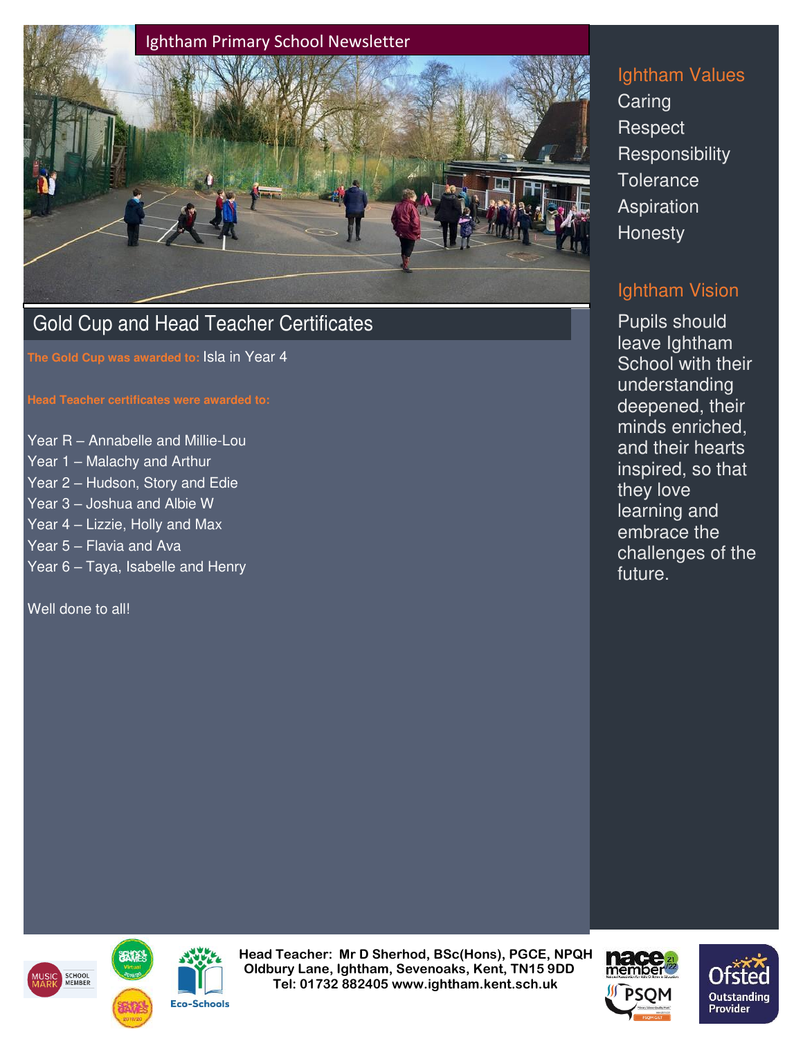Ightham Primary School Newsletter

## Gold Cup and Head Teacher Certificates

**The Gold Cup was awarded to:** Isla in Year 4

**Head Teacher certificates were awarded to:**

Year R – Annabelle and Millie-Lou
Year 1 – Malachy and Arthur
Year 2 – Hudson, Story and Edie
Year 3 – Joshua and Albie W
Year 4 – Lizzie, Holly and Max
Year 5 – Flavia and Ava
Year 6 – Taya, Isabelle and Henry

Well done to all!

## Ightham Values

Caring
Respect
Responsibility
Tolerance
Aspiration
Honesty

## Ightham Vision

Pupils should leave Ightham School with their understanding deepened, their minds enriched, and their hearts inspired, so that they love learning and embrace the challenges of the future.

**Head Teacher: Mr D Sherhod, BSc(Hons), PGCE, NPQH**
**Oldbury Lane, Ightham, Sevenoaks, Kent, TN15 9DD**
**Tel: 01732 882405 www.ightham.kent.sch.uk**